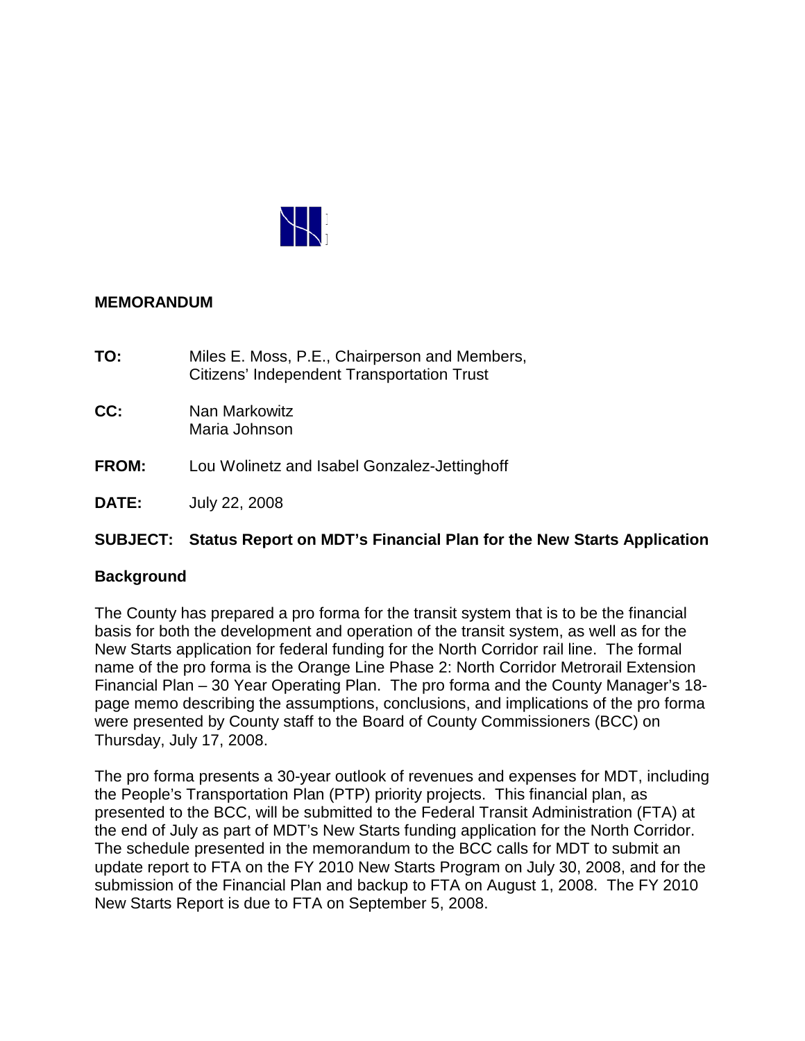## MEMORANDUM

**TO:** Miles E. Moss, P.E., Chairperson and Members, Citizens' Independent Transportation Trust

**CC:** Nan Markowitz
Maria Johnson

**FROM:** Lou Wolinetz and Isabel Gonzalez-Jettinghoff

**DATE:** July 22, 2008

**SUBJECT: Status Report on MDT's Financial Plan for the New Starts Application**

### Background

The County has prepared a pro forma for the transit system that is to be the financial basis for both the development and operation of the transit system, as well as for the New Starts application for federal funding for the North Corridor rail line. The formal name of the pro forma is the Orange Line Phase 2: North Corridor Metrorail Extension Financial Plan – 30 Year Operating Plan. The pro forma and the County Manager's 18-page memo describing the assumptions, conclusions, and implications of the pro forma were presented by County staff to the Board of County Commissioners (BCC) on Thursday, July 17, 2008.

The pro forma presents a 30-year outlook of revenues and expenses for MDT, including the People's Transportation Plan (PTP) priority projects. This financial plan, as presented to the BCC, will be submitted to the Federal Transit Administration (FTA) at the end of July as part of MDT's New Starts funding application for the North Corridor. The schedule presented in the memorandum to the BCC calls for MDT to submit an update report to FTA on the FY 2010 New Starts Program on July 30, 2008, and for the submission of the Financial Plan and backup to FTA on August 1, 2008. The FY 2010 New Starts Report is due to FTA on September 5, 2008.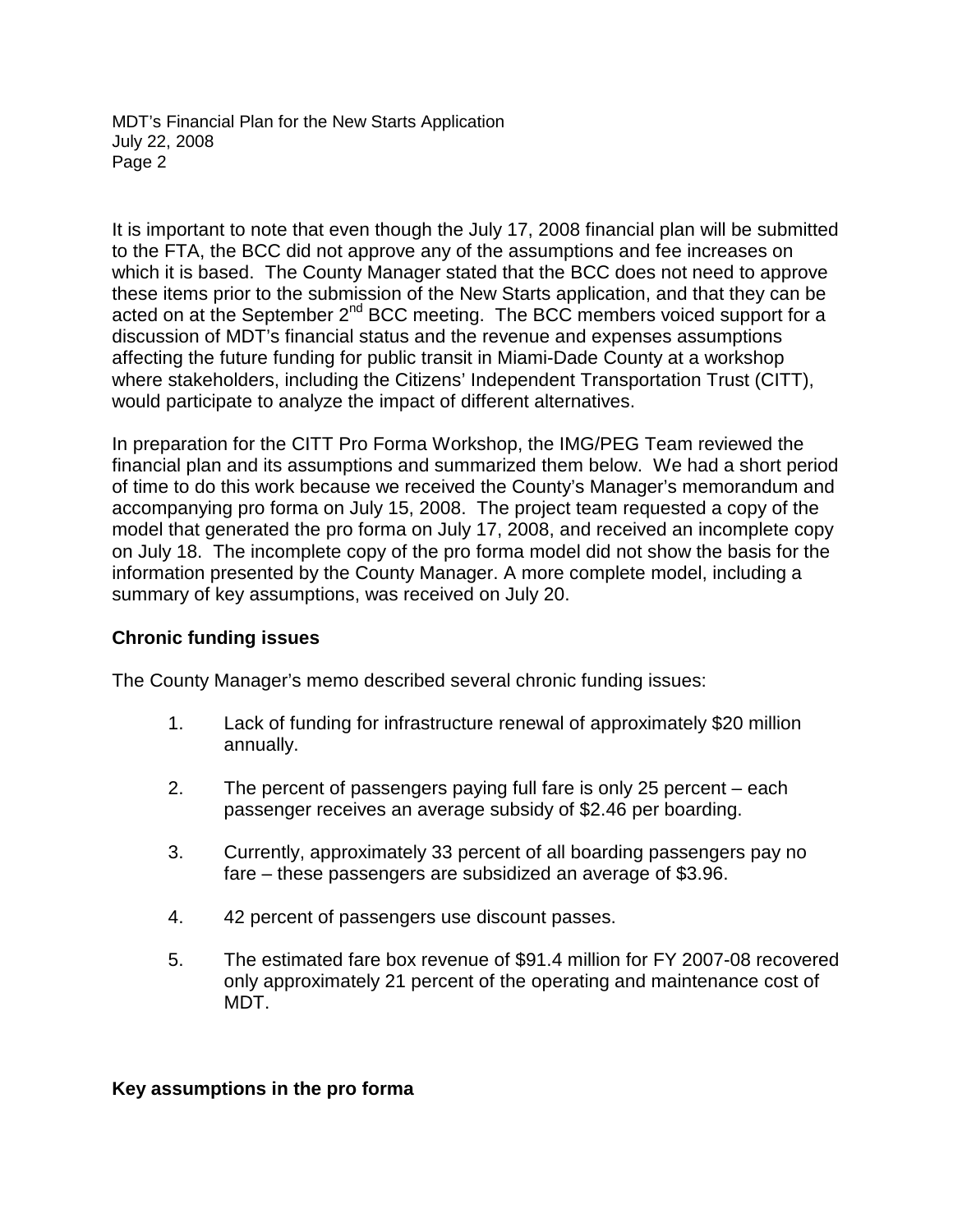It is important to note that even though the July 17, 2008 financial plan will be submitted to the FTA, the BCC did not approve any of the assumptions and fee increases on which it is based. The County Manager stated that the BCC does not need to approve these items prior to the submission of the New Starts application, and that they can be acted on at the September 2nd BCC meeting. The BCC members voiced support for a discussion of MDT's financial status and the revenue and expenses assumptions affecting the future funding for public transit in Miami-Dade County at a workshop where stakeholders, including the Citizens' Independent Transportation Trust (CITT), would participate to analyze the impact of different alternatives.

In preparation for the CITT Pro Forma Workshop, the IMG/PEG Team reviewed the financial plan and its assumptions and summarized them below. We had a short period of time to do this work because we received the County's Manager's memorandum and accompanying pro forma on July 15, 2008. The project team requested a copy of the model that generated the pro forma on July 17, 2008, and received an incomplete copy on July 18. The incomplete copy of the pro forma model did not show the basis for the information presented by the County Manager. A more complete model, including a summary of key assumptions, was received on July 20.

**Chronic funding issues**

The County Manager's memo described several chronic funding issues:

1. Lack of funding for infrastructure renewal of approximately $20 million annually.
2. The percent of passengers paying full fare is only 25 percent – each passenger receives an average subsidy of $2.46 per boarding.
3. Currently, approximately 33 percent of all boarding passengers pay no fare – these passengers are subsidized an average of $3.96.
4. 42 percent of passengers use discount passes.
5. The estimated fare box revenue of $91.4 million for FY 2007-08 recovered only approximately 21 percent of the operating and maintenance cost of MDT.

**Key assumptions in the pro forma**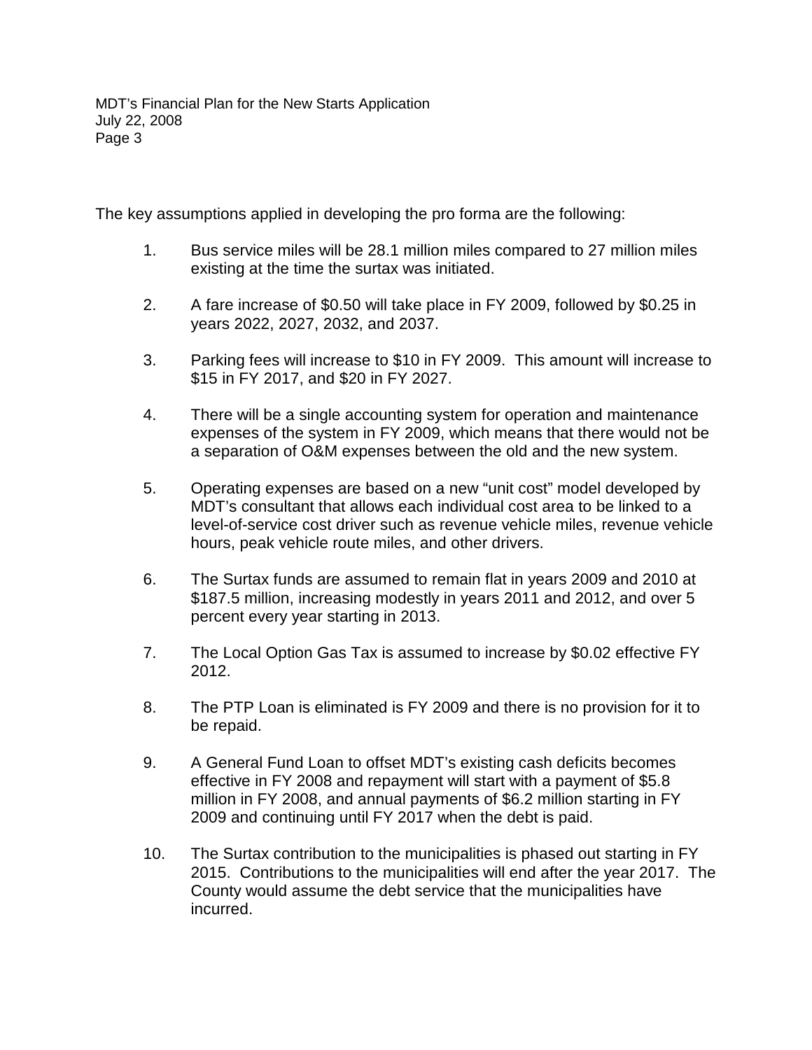The key assumptions applied in developing the pro forma are the following:

1. Bus service miles will be 28.1 million miles compared to 27 million miles existing at the time the surtax was initiated.

2. A fare increase of $0.50 will take place in FY 2009, followed by $0.25 in years 2022, 2027, 2032, and 2037.

3. Parking fees will increase to $10 in FY 2009. This amount will increase to $15 in FY 2017, and $20 in FY 2027.

4. There will be a single accounting system for operation and maintenance expenses of the system in FY 2009, which means that there would not be a separation of O&M expenses between the old and the new system.

5. Operating expenses are based on a new "unit cost" model developed by MDT's consultant that allows each individual cost area to be linked to a level-of-service cost driver such as revenue vehicle miles, revenue vehicle hours, peak vehicle route miles, and other drivers.

6. The Surtax funds are assumed to remain flat in years 2009 and 2010 at $187.5 million, increasing modestly in years 2011 and 2012, and over 5 percent every year starting in 2013.

7. The Local Option Gas Tax is assumed to increase by $0.02 effective FY 2012.

8. The PTP Loan is eliminated is FY 2009 and there is no provision for it to be repaid.

9. A General Fund Loan to offset MDT's existing cash deficits becomes effective in FY 2008 and repayment will start with a payment of $5.8 million in FY 2008, and annual payments of $6.2 million starting in FY 2009 and continuing until FY 2017 when the debt is paid.

10. The Surtax contribution to the municipalities is phased out starting in FY 2015. Contributions to the municipalities will end after the year 2017. The County would assume the debt service that the municipalities have incurred.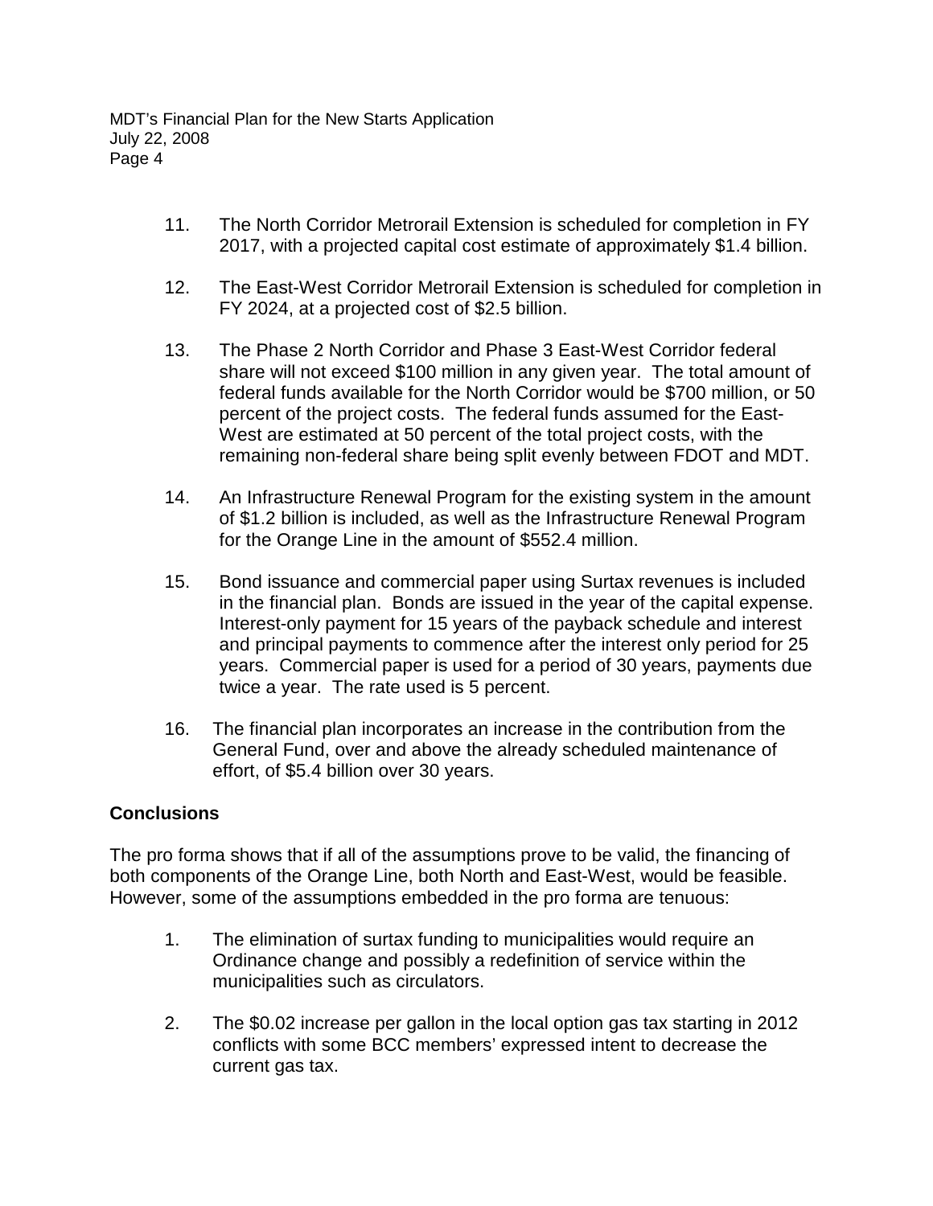11. The North Corridor Metrorail Extension is scheduled for completion in FY 2017, with a projected capital cost estimate of approximately $1.4 billion.

12. The East-West Corridor Metrorail Extension is scheduled for completion in FY 2024, at a projected cost of $2.5 billion.

13. The Phase 2 North Corridor and Phase 3 East-West Corridor federal share will not exceed $100 million in any given year. The total amount of federal funds available for the North Corridor would be $700 million, or 50 percent of the project costs. The federal funds assumed for the East-West are estimated at 50 percent of the total project costs, with the remaining non-federal share being split evenly between FDOT and MDT.

14. An Infrastructure Renewal Program for the existing system in the amount of $1.2 billion is included, as well as the Infrastructure Renewal Program for the Orange Line in the amount of $552.4 million.

15. Bond issuance and commercial paper using Surtax revenues is included in the financial plan. Bonds are issued in the year of the capital expense. Interest-only payment for 15 years of the payback schedule and interest and principal payments to commence after the interest only period for 25 years. Commercial paper is used for a period of 30 years, payments due twice a year. The rate used is 5 percent.

16. The financial plan incorporates an increase in the contribution from the General Fund, over and above the already scheduled maintenance of effort, of $5.4 billion over 30 years.

## Conclusions

The pro forma shows that if all of the assumptions prove to be valid, the financing of both components of the Orange Line, both North and East-West, would be feasible. However, some of the assumptions embedded in the pro forma are tenuous:

1. The elimination of surtax funding to municipalities would require an Ordinance change and possibly a redefinition of service within the municipalities such as circulators.

2. The $0.02 increase per gallon in the local option gas tax starting in 2012 conflicts with some BCC members' expressed intent to decrease the current gas tax.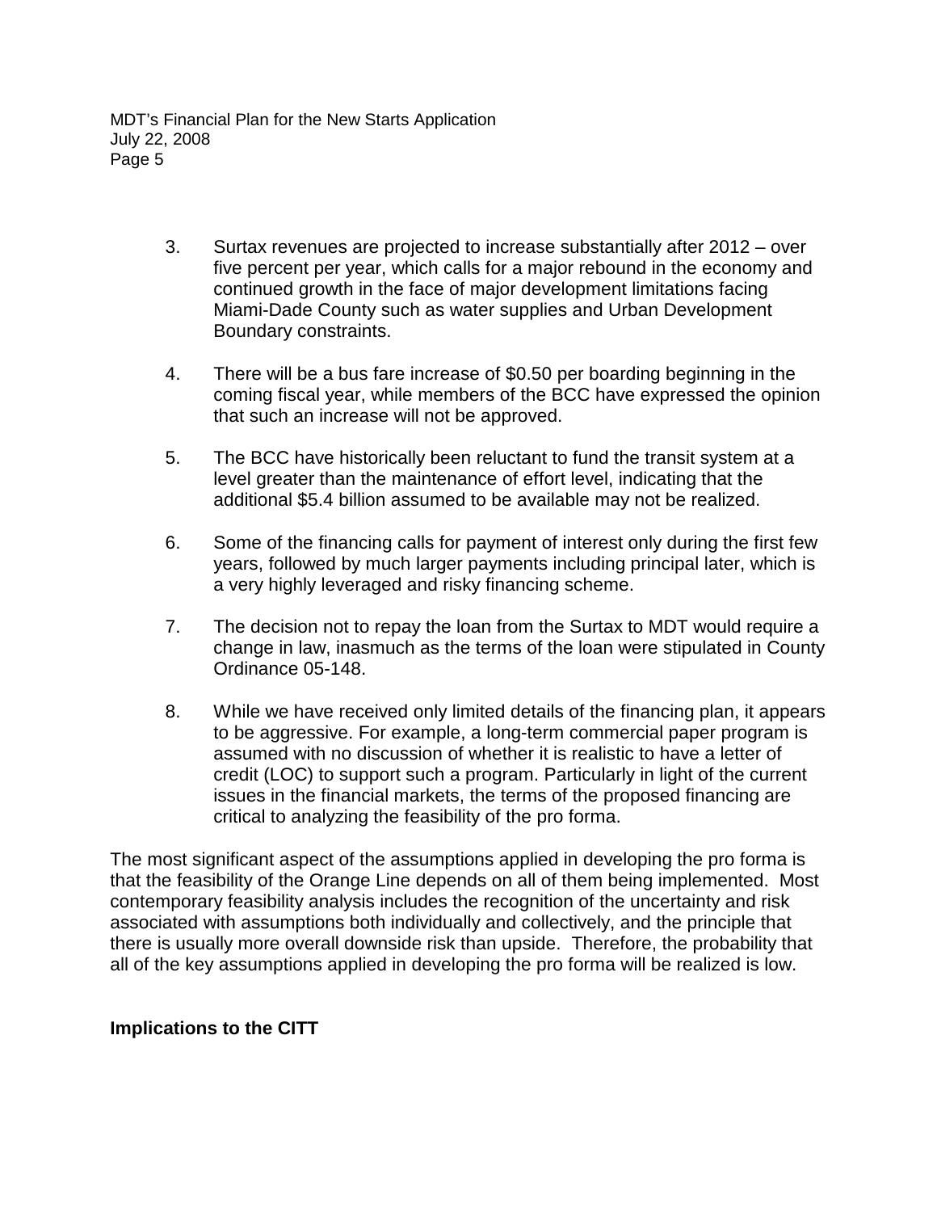3. Surtax revenues are projected to increase substantially after 2012 – over five percent per year, which calls for a major rebound in the economy and continued growth in the face of major development limitations facing Miami-Dade County such as water supplies and Urban Development Boundary constraints.

4. There will be a bus fare increase of $0.50 per boarding beginning in the coming fiscal year, while members of the BCC have expressed the opinion that such an increase will not be approved.

5. The BCC have historically been reluctant to fund the transit system at a level greater than the maintenance of effort level, indicating that the additional $5.4 billion assumed to be available may not be realized.

6. Some of the financing calls for payment of interest only during the first few years, followed by much larger payments including principal later, which is a very highly leveraged and risky financing scheme.

7. The decision not to repay the loan from the Surtax to MDT would require a change in law, inasmuch as the terms of the loan were stipulated in County Ordinance 05-148.

8. While we have received only limited details of the financing plan, it appears to be aggressive. For example, a long-term commercial paper program is assumed with no discussion of whether it is realistic to have a letter of credit (LOC) to support such a program. Particularly in light of the current issues in the financial markets, the terms of the proposed financing are critical to analyzing the feasibility of the pro forma.

The most significant aspect of the assumptions applied in developing the pro forma is that the feasibility of the Orange Line depends on all of them being implemented. Most contemporary feasibility analysis includes the recognition of the uncertainty and risk associated with assumptions both individually and collectively, and the principle that there is usually more overall downside risk than upside. Therefore, the probability that all of the key assumptions applied in developing the pro forma will be realized is low.

**Implications to the CITT**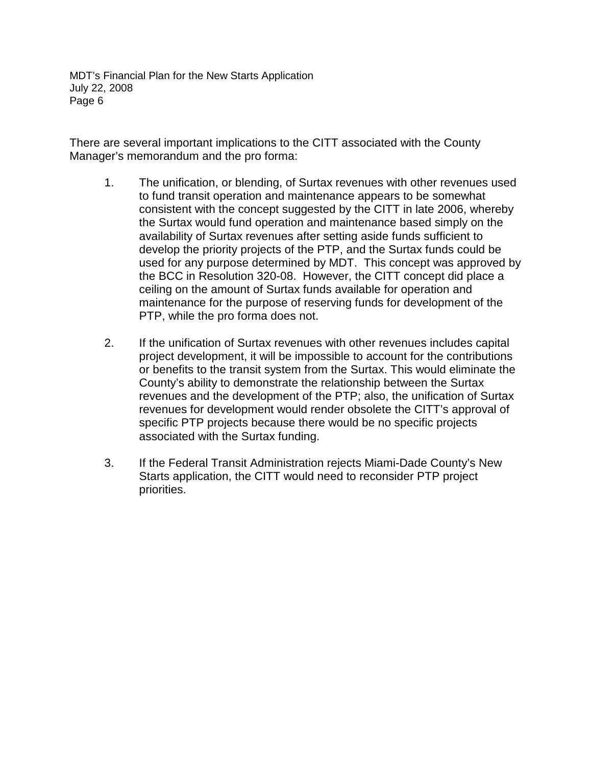There are several important implications to the CITT associated with the County Manager's memorandum and the pro forma:

1. The unification, or blending, of Surtax revenues with other revenues used to fund transit operation and maintenance appears to be somewhat consistent with the concept suggested by the CITT in late 2006, whereby the Surtax would fund operation and maintenance based simply on the availability of Surtax revenues after setting aside funds sufficient to develop the priority projects of the PTP, and the Surtax funds could be used for any purpose determined by MDT. This concept was approved by the BCC in Resolution 320-08. However, the CITT concept did place a ceiling on the amount of Surtax funds available for operation and maintenance for the purpose of reserving funds for development of the PTP, while the pro forma does not.

2. If the unification of Surtax revenues with other revenues includes capital project development, it will be impossible to account for the contributions or benefits to the transit system from the Surtax. This would eliminate the County's ability to demonstrate the relationship between the Surtax revenues and the development of the PTP; also, the unification of Surtax revenues for development would render obsolete the CITT's approval of specific PTP projects because there would be no specific projects associated with the Surtax funding.

3. If the Federal Transit Administration rejects Miami-Dade County's New Starts application, the CITT would need to reconsider PTP project priorities.